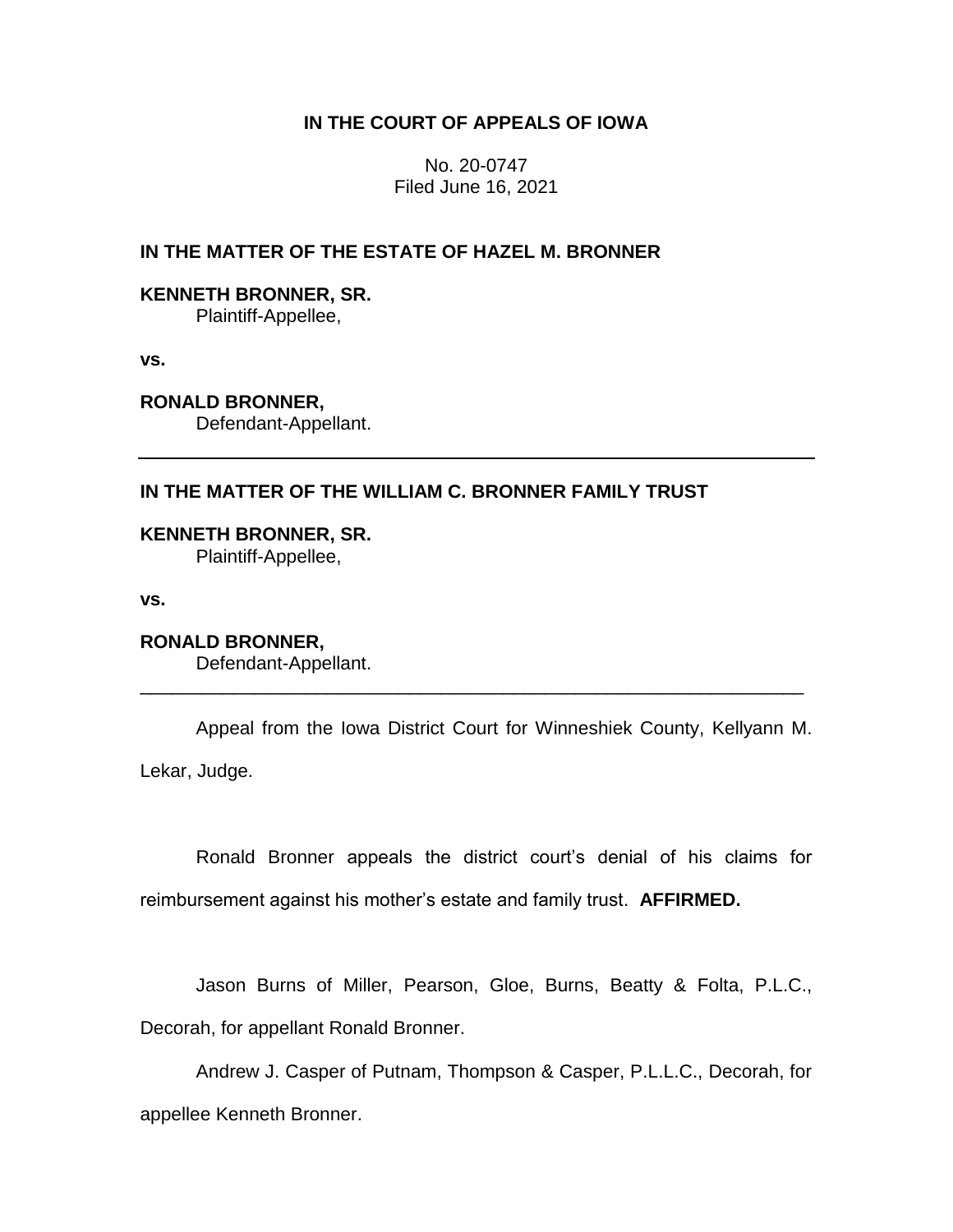**IN THE COURT OF APPEALS OF IOWA**

No. 20-0747
Filed June 16, 2021

**IN THE MATTER OF THE ESTATE OF HAZEL M. BRONNER**

**KENNETH BRONNER, SR.**
Plaintiff-Appellee,

**vs.**

**RONALD BRONNER,**
Defendant-Appellant.

---

**IN THE MATTER OF THE WILLIAM C. BRONNER FAMILY TRUST**

**KENNETH BRONNER, SR.**
Plaintiff-Appellee,

**vs.**

**RONALD BRONNER,**
Defendant-Appellant.

---

Appeal from the Iowa District Court for Winneshiek County, Kellyann M. Lekar, Judge.

Ronald Bronner appeals the district court's denial of his claims for reimbursement against his mother's estate and family trust. **AFFIRMED.**

Jason Burns of Miller, Pearson, Gloe, Burns, Beatty & Folta, P.L.C., Decorah, for appellant Ronald Bronner.

Andrew J. Casper of Putnam, Thompson & Casper, P.L.L.C., Decorah, for appellee Kenneth Bronner.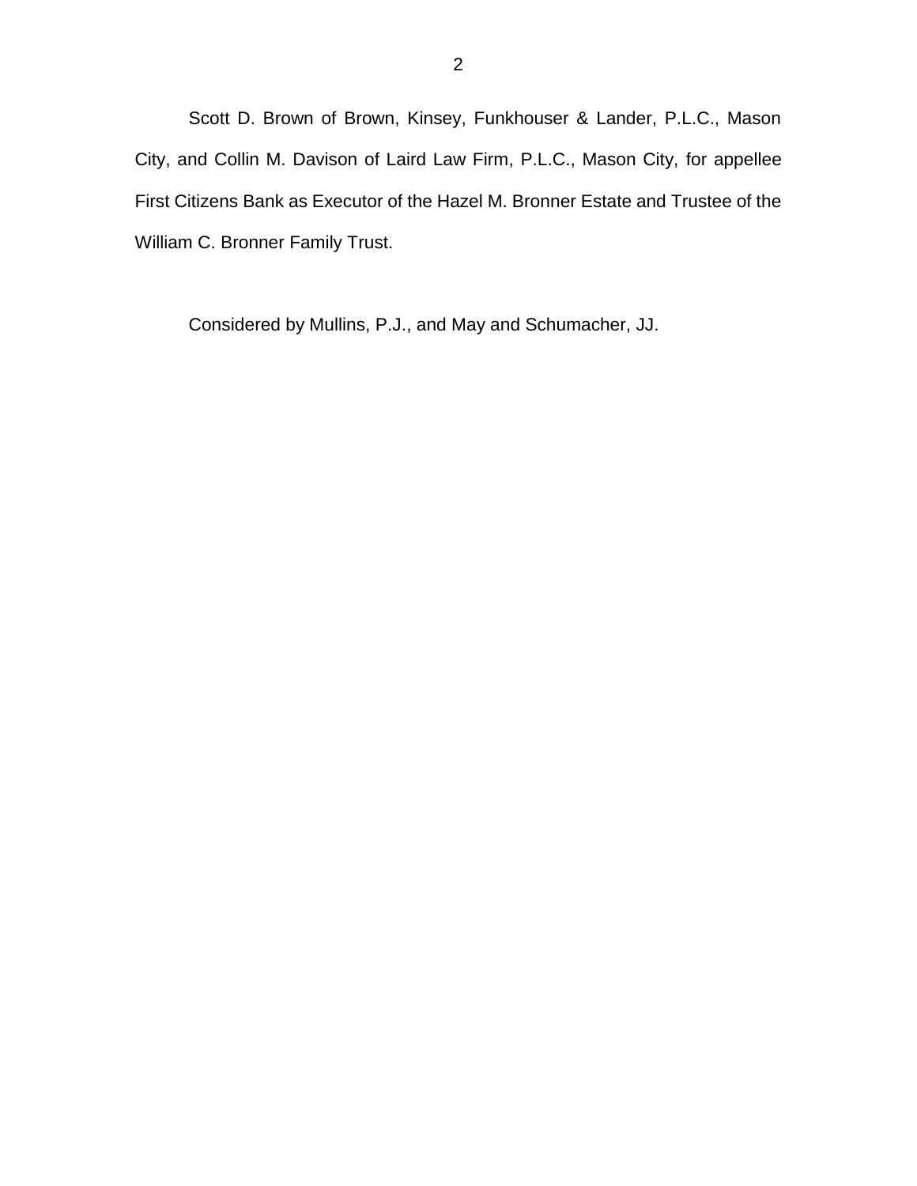Scott D. Brown of Brown, Kinsey, Funkhouser & Lander, P.L.C., Mason City, and Collin M. Davison of Laird Law Firm, P.L.C., Mason City, for appellee First Citizens Bank as Executor of the Hazel M. Bronner Estate and Trustee of the William C. Bronner Family Trust.

Considered by Mullins, P.J., and May and Schumacher, JJ.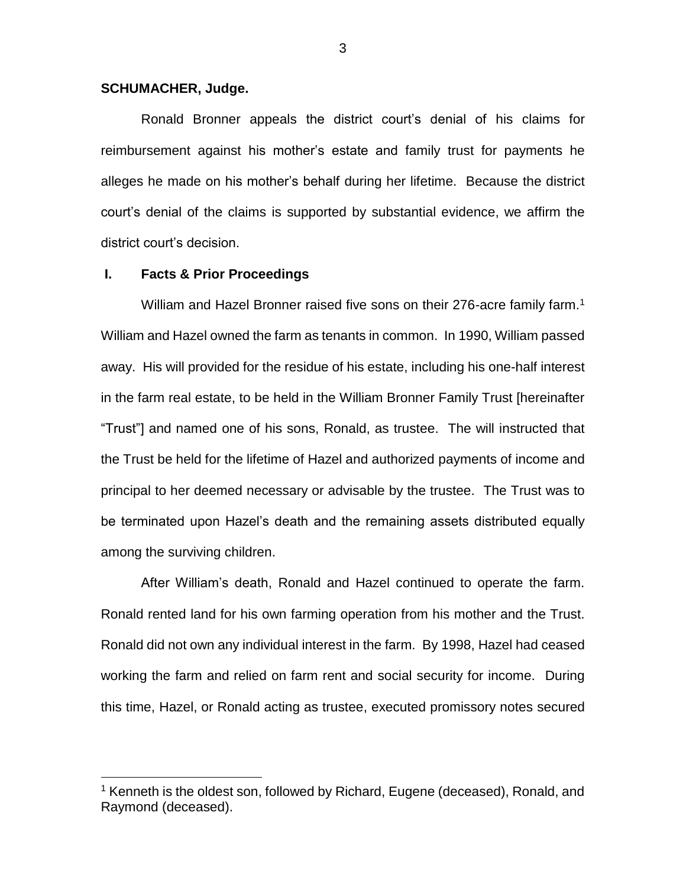**SCHUMACHER, Judge.**

Ronald Bronner appeals the district court's denial of his claims for reimbursement against his mother's estate and family trust for payments he alleges he made on his mother's behalf during her lifetime. Because the district court's denial of the claims is supported by substantial evidence, we affirm the district court's decision.

## I. Facts & Prior Proceedings

William and Hazel Bronner raised five sons on their 276-acre family farm.[1] William and Hazel owned the farm as tenants in common. In 1990, William passed away. His will provided for the residue of his estate, including his one-half interest in the farm real estate, to be held in the William Bronner Family Trust [hereinafter "Trust"] and named one of his sons, Ronald, as trustee. The will instructed that the Trust be held for the lifetime of Hazel and authorized payments of income and principal to her deemed necessary or advisable by the trustee. The Trust was to be terminated upon Hazel's death and the remaining assets distributed equally among the surviving children.

After William's death, Ronald and Hazel continued to operate the farm. Ronald rented land for his own farming operation from his mother and the Trust. Ronald did not own any individual interest in the farm. By 1998, Hazel had ceased working the farm and relied on farm rent and social security for income. During this time, Hazel, or Ronald acting as trustee, executed promissory notes secured

[1] Kenneth is the oldest son, followed by Richard, Eugene (deceased), Ronald, and Raymond (deceased).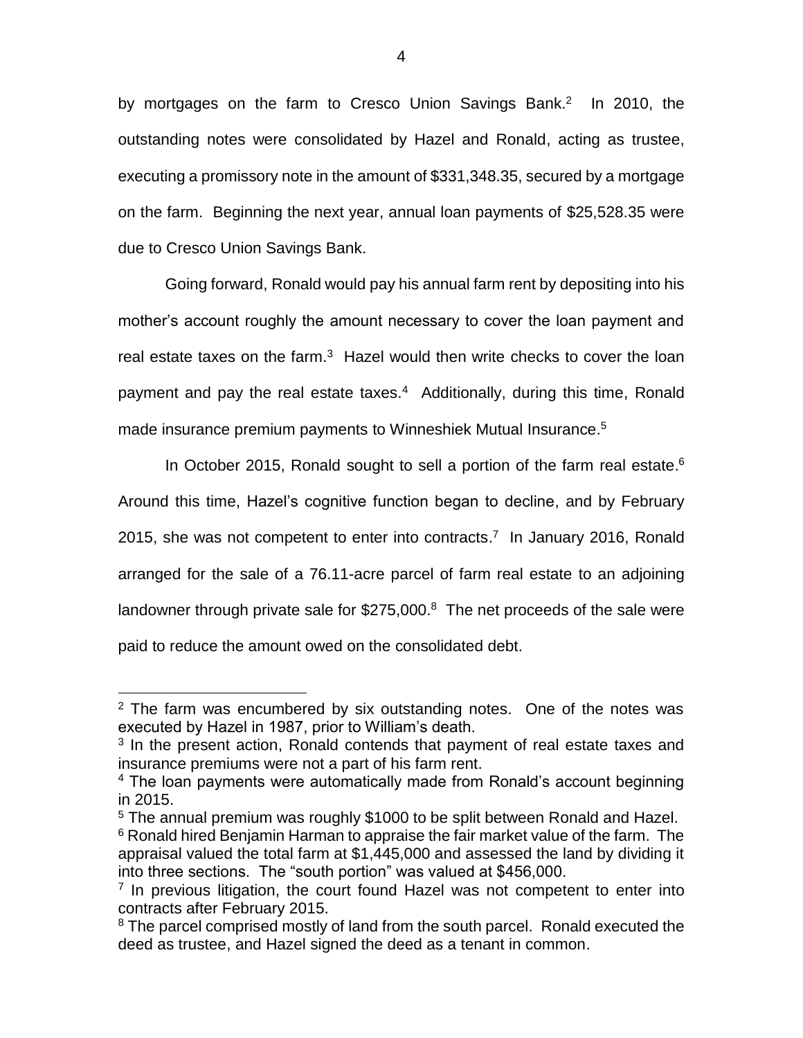by mortgages on the farm to Cresco Union Savings Bank.[2] In 2010, the outstanding notes were consolidated by Hazel and Ronald, acting as trustee, executing a promissory note in the amount of $331,348.35, secured by a mortgage on the farm. Beginning the next year, annual loan payments of $25,528.35 were due to Cresco Union Savings Bank.

Going forward, Ronald would pay his annual farm rent by depositing into his mother's account roughly the amount necessary to cover the loan payment and real estate taxes on the farm.[3] Hazel would then write checks to cover the loan payment and pay the real estate taxes.[4] Additionally, during this time, Ronald made insurance premium payments to Winneshiek Mutual Insurance.[5]

In October 2015, Ronald sought to sell a portion of the farm real estate.[6] Around this time, Hazel's cognitive function began to decline, and by February 2015, she was not competent to enter into contracts.[7] In January 2016, Ronald arranged for the sale of a 76.11-acre parcel of farm real estate to an adjoining landowner through private sale for $275,000.[8] The net proceeds of the sale were paid to reduce the amount owed on the consolidated debt.

---

[2] The farm was encumbered by six outstanding notes. One of the notes was executed by Hazel in 1987, prior to William's death.

[3] In the present action, Ronald contends that payment of real estate taxes and insurance premiums were not a part of his farm rent.

[4] The loan payments were automatically made from Ronald's account beginning in 2015.

[5] The annual premium was roughly $1000 to be split between Ronald and Hazel.

[6] Ronald hired Benjamin Harman to appraise the fair market value of the farm. The appraisal valued the total farm at $1,445,000 and assessed the land by dividing it into three sections. The "south portion" was valued at $456,000.

[7] In previous litigation, the court found Hazel was not competent to enter into contracts after February 2015.

[8] The parcel comprised mostly of land from the south parcel. Ronald executed the deed as trustee, and Hazel signed the deed as a tenant in common.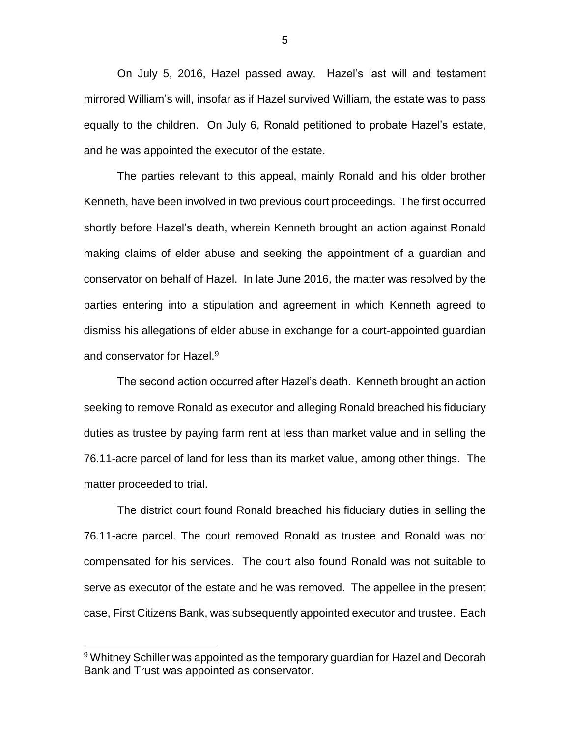On July 5, 2016, Hazel passed away. Hazel's last will and testament mirrored William's will, insofar as if Hazel survived William, the estate was to pass equally to the children. On July 6, Ronald petitioned to probate Hazel's estate, and he was appointed the executor of the estate.

The parties relevant to this appeal, mainly Ronald and his older brother Kenneth, have been involved in two previous court proceedings. The first occurred shortly before Hazel's death, wherein Kenneth brought an action against Ronald making claims of elder abuse and seeking the appointment of a guardian and conservator on behalf of Hazel. In late June 2016, the matter was resolved by the parties entering into a stipulation and agreement in which Kenneth agreed to dismiss his allegations of elder abuse in exchange for a court-appointed guardian and conservator for Hazel.[9]

The second action occurred after Hazel's death. Kenneth brought an action seeking to remove Ronald as executor and alleging Ronald breached his fiduciary duties as trustee by paying farm rent at less than market value and in selling the 76.11-acre parcel of land for less than its market value, among other things. The matter proceeded to trial.

The district court found Ronald breached his fiduciary duties in selling the 76.11-acre parcel. The court removed Ronald as trustee and Ronald was not compensated for his services. The court also found Ronald was not suitable to serve as executor of the estate and he was removed. The appellee in the present case, First Citizens Bank, was subsequently appointed executor and trustee. Each

[9] Whitney Schiller was appointed as the temporary guardian for Hazel and Decorah Bank and Trust was appointed as conservator.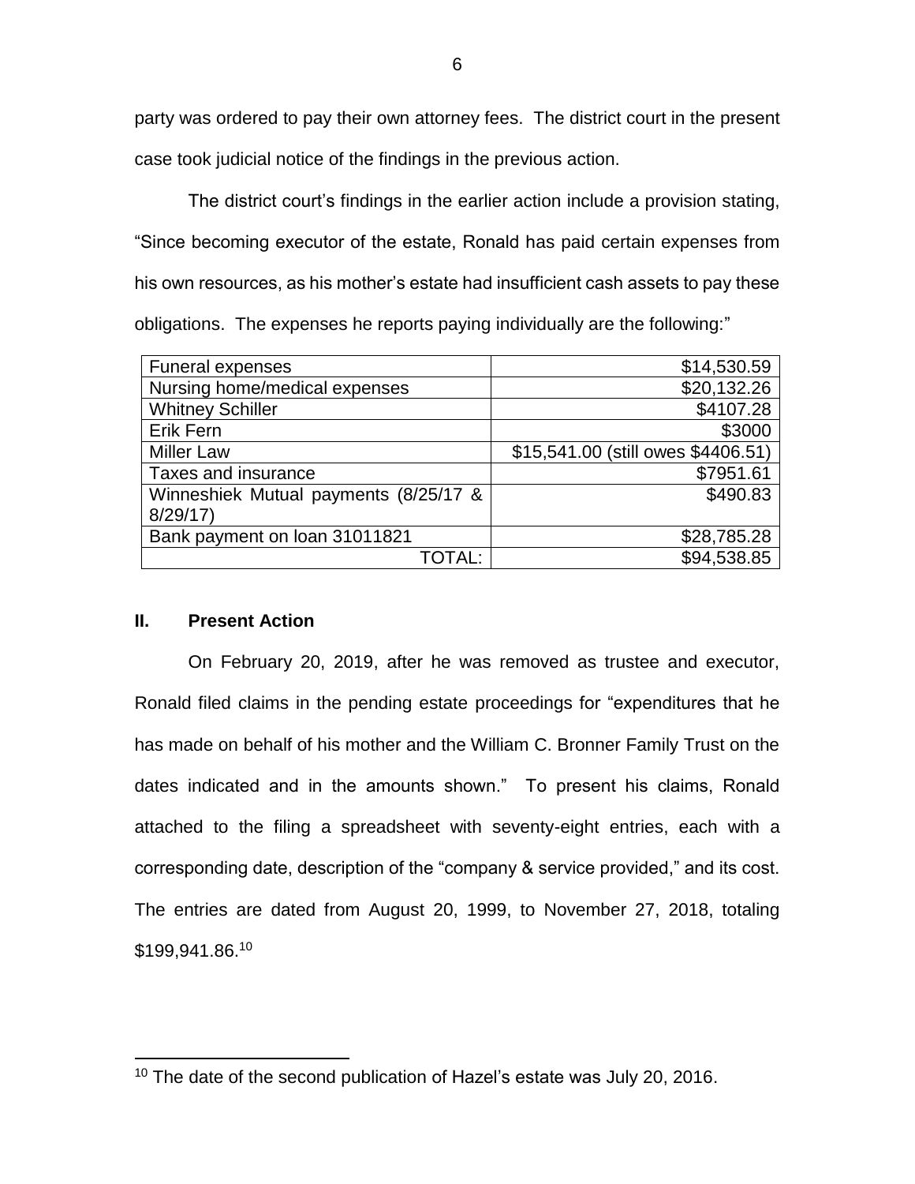party was ordered to pay their own attorney fees. The district court in the present case took judicial notice of the findings in the previous action.

The district court's findings in the earlier action include a provision stating, "Since becoming executor of the estate, Ronald has paid certain expenses from his own resources, as his mother's estate had insufficient cash assets to pay these obligations. The expenses he reports paying individually are the following:"

| | |
|---|---|
| Funeral expenses | $14,530.59 |
| Nursing home/medical expenses | $20,132.26 |
| Whitney Schiller | $4107.28 |
| Erik Fern | $3000 |
| Miller Law | $15,541.00 (still owes $4406.51) |
| Taxes and insurance | $7951.61 |
| Winneshiek Mutual payments (8/25/17 & 8/29/17) | $490.83 |
| Bank payment on loan 31011821 | $28,785.28 |
| TOTAL: | $94,538.85 |

## II. Present Action

On February 20, 2019, after he was removed as trustee and executor, Ronald filed claims in the pending estate proceedings for "expenditures that he has made on behalf of his mother and the William C. Bronner Family Trust on the dates indicated and in the amounts shown." To present his claims, Ronald attached to the filing a spreadsheet with seventy-eight entries, each with a corresponding date, description of the "company & service provided," and its cost. The entries are dated from August 20, 1999, to November 27, 2018, totaling $199,941.86.[10]

[10] The date of the second publication of Hazel's estate was July 20, 2016.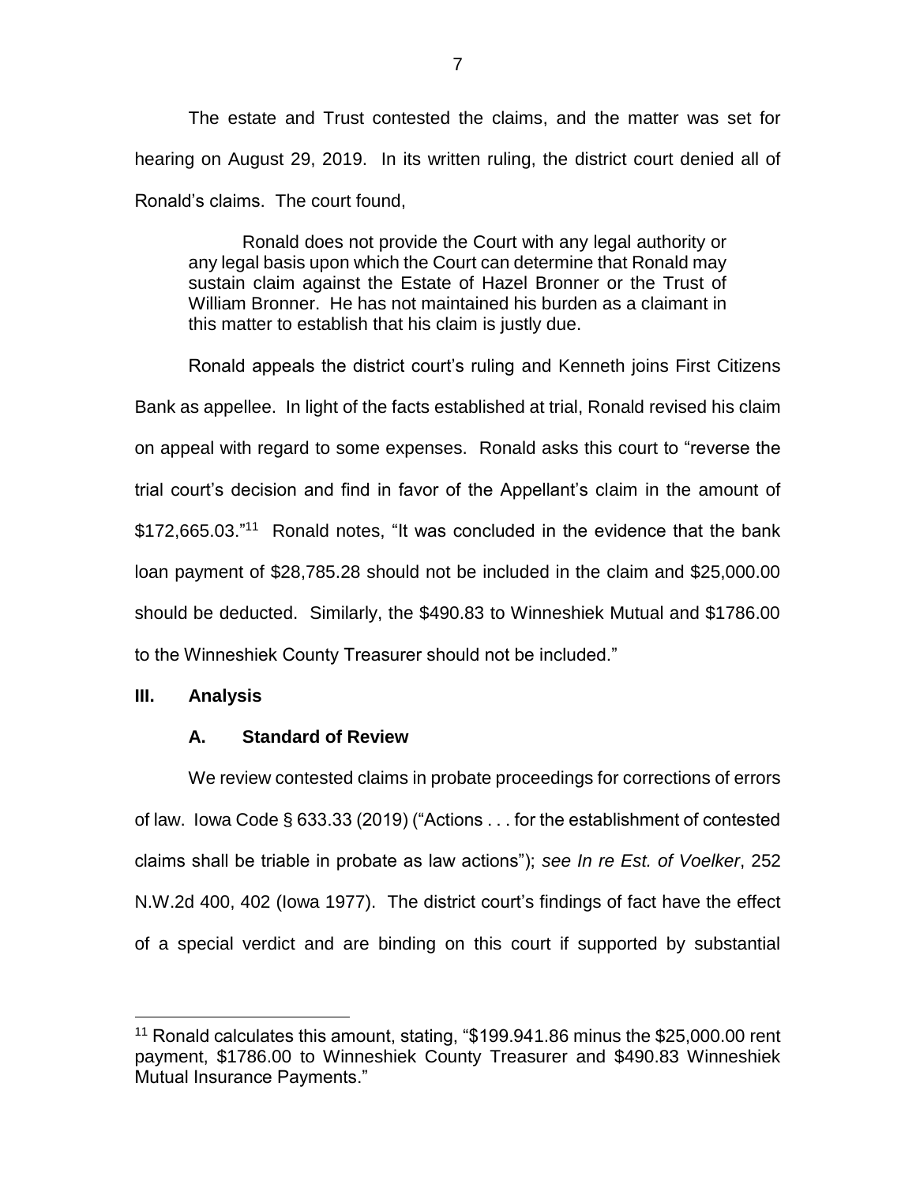The estate and Trust contested the claims, and the matter was set for hearing on August 29, 2019. In its written ruling, the district court denied all of Ronald's claims. The court found,

> Ronald does not provide the Court with any legal authority or any legal basis upon which the Court can determine that Ronald may sustain claim against the Estate of Hazel Bronner or the Trust of William Bronner. He has not maintained his burden as a claimant in this matter to establish that his claim is justly due.

Ronald appeals the district court's ruling and Kenneth joins First Citizens Bank as appellee. In light of the facts established at trial, Ronald revised his claim on appeal with regard to some expenses. Ronald asks this court to "reverse the trial court's decision and find in favor of the Appellant's claim in the amount of $172,665.03."[11] Ronald notes, "It was concluded in the evidence that the bank loan payment of $28,785.28 should not be included in the claim and $25,000.00 should be deducted. Similarly, the $490.83 to Winneshiek Mutual and $1786.00 to the Winneshiek County Treasurer should not be included."

## III. Analysis

### A. Standard of Review

We review contested claims in probate proceedings for corrections of errors of law. Iowa Code § 633.33 (2019) ("Actions . . . for the establishment of contested claims shall be triable in probate as law actions"); *see In re Est. of Voelker*, 252 N.W.2d 400, 402 (Iowa 1977). The district court's findings of fact have the effect of a special verdict and are binding on this court if supported by substantial

---

[11] Ronald calculates this amount, stating, "$199.941.86 minus the $25,000.00 rent payment, $1786.00 to Winneshiek County Treasurer and $490.83 Winneshiek Mutual Insurance Payments."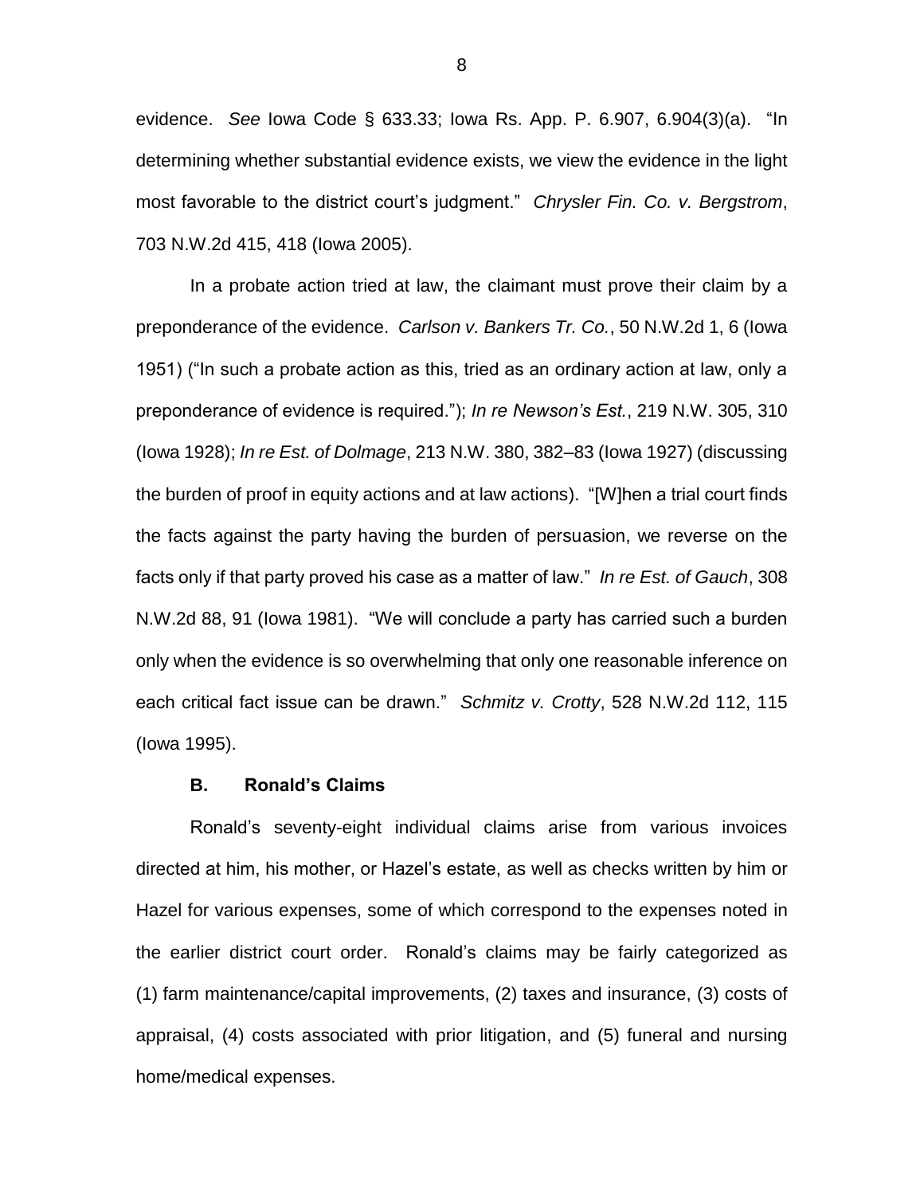evidence. *See* Iowa Code § 633.33; Iowa Rs. App. P. 6.907, 6.904(3)(a). "In determining whether substantial evidence exists, we view the evidence in the light most favorable to the district court's judgment." *Chrysler Fin. Co. v. Bergstrom*, 703 N.W.2d 415, 418 (Iowa 2005).

In a probate action tried at law, the claimant must prove their claim by a preponderance of the evidence. *Carlson v. Bankers Tr. Co.*, 50 N.W.2d 1, 6 (Iowa 1951) ("In such a probate action as this, tried as an ordinary action at law, only a preponderance of evidence is required."); *In re Newson's Est.*, 219 N.W. 305, 310 (Iowa 1928); *In re Est. of Dolmage*, 213 N.W. 380, 382–83 (Iowa 1927) (discussing the burden of proof in equity actions and at law actions). "[W]hen a trial court finds the facts against the party having the burden of persuasion, we reverse on the facts only if that party proved his case as a matter of law." *In re Est. of Gauch*, 308 N.W.2d 88, 91 (Iowa 1981). "We will conclude a party has carried such a burden only when the evidence is so overwhelming that only one reasonable inference on each critical fact issue can be drawn." *Schmitz v. Crotty*, 528 N.W.2d 112, 115 (Iowa 1995).

### B. Ronald's Claims

Ronald's seventy-eight individual claims arise from various invoices directed at him, his mother, or Hazel's estate, as well as checks written by him or Hazel for various expenses, some of which correspond to the expenses noted in the earlier district court order. Ronald's claims may be fairly categorized as (1) farm maintenance/capital improvements, (2) taxes and insurance, (3) costs of appraisal, (4) costs associated with prior litigation, and (5) funeral and nursing home/medical expenses.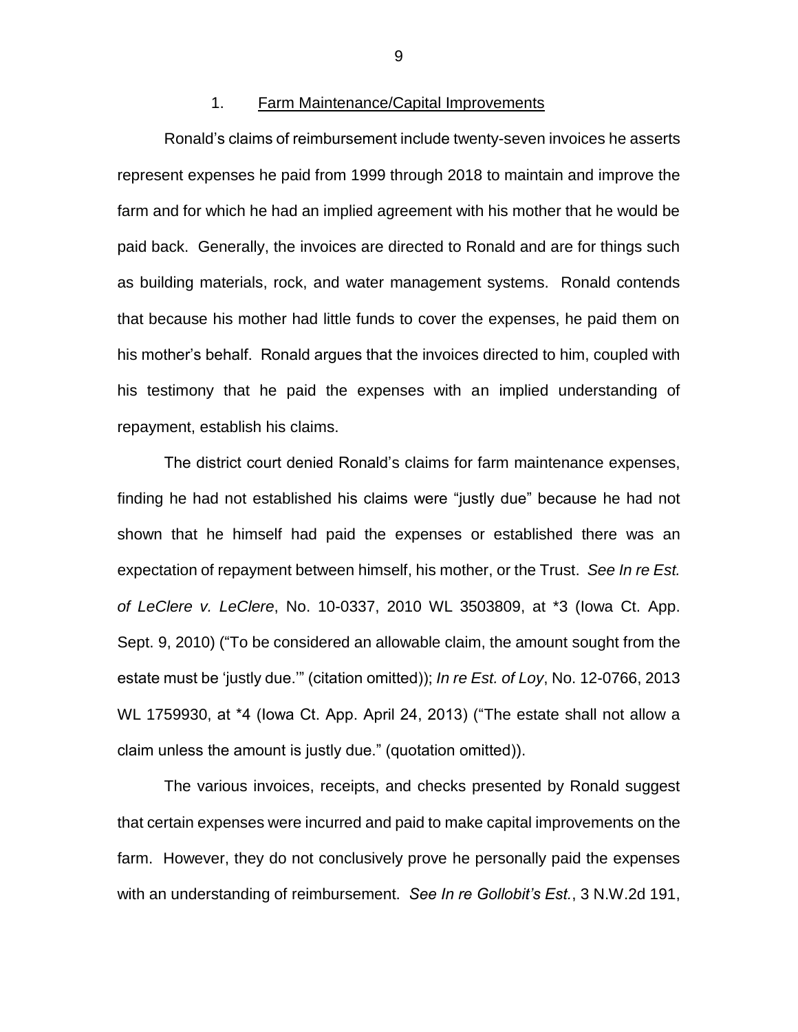### 1. Farm Maintenance/Capital Improvements

Ronald's claims of reimbursement include twenty-seven invoices he asserts represent expenses he paid from 1999 through 2018 to maintain and improve the farm and for which he had an implied agreement with his mother that he would be paid back. Generally, the invoices are directed to Ronald and are for things such as building materials, rock, and water management systems. Ronald contends that because his mother had little funds to cover the expenses, he paid them on his mother's behalf. Ronald argues that the invoices directed to him, coupled with his testimony that he paid the expenses with an implied understanding of repayment, establish his claims.

The district court denied Ronald's claims for farm maintenance expenses, finding he had not established his claims were "justly due" because he had not shown that he himself had paid the expenses or established there was an expectation of repayment between himself, his mother, or the Trust. *See In re Est. of LeClere v. LeClere*, No. 10-0337, 2010 WL 3503809, at *3 (Iowa Ct. App. Sept. 9, 2010) ("To be considered an allowable claim, the amount sought from the estate must be 'justly due.'" (citation omitted)); *In re Est. of Loy*, No. 12-0766, 2013 WL 1759930, at *4 (Iowa Ct. App. April 24, 2013) ("The estate shall not allow a claim unless the amount is justly due." (quotation omitted)).

The various invoices, receipts, and checks presented by Ronald suggest that certain expenses were incurred and paid to make capital improvements on the farm. However, they do not conclusively prove he personally paid the expenses with an understanding of reimbursement. *See In re Gollobit's Est.*, 3 N.W.2d 191,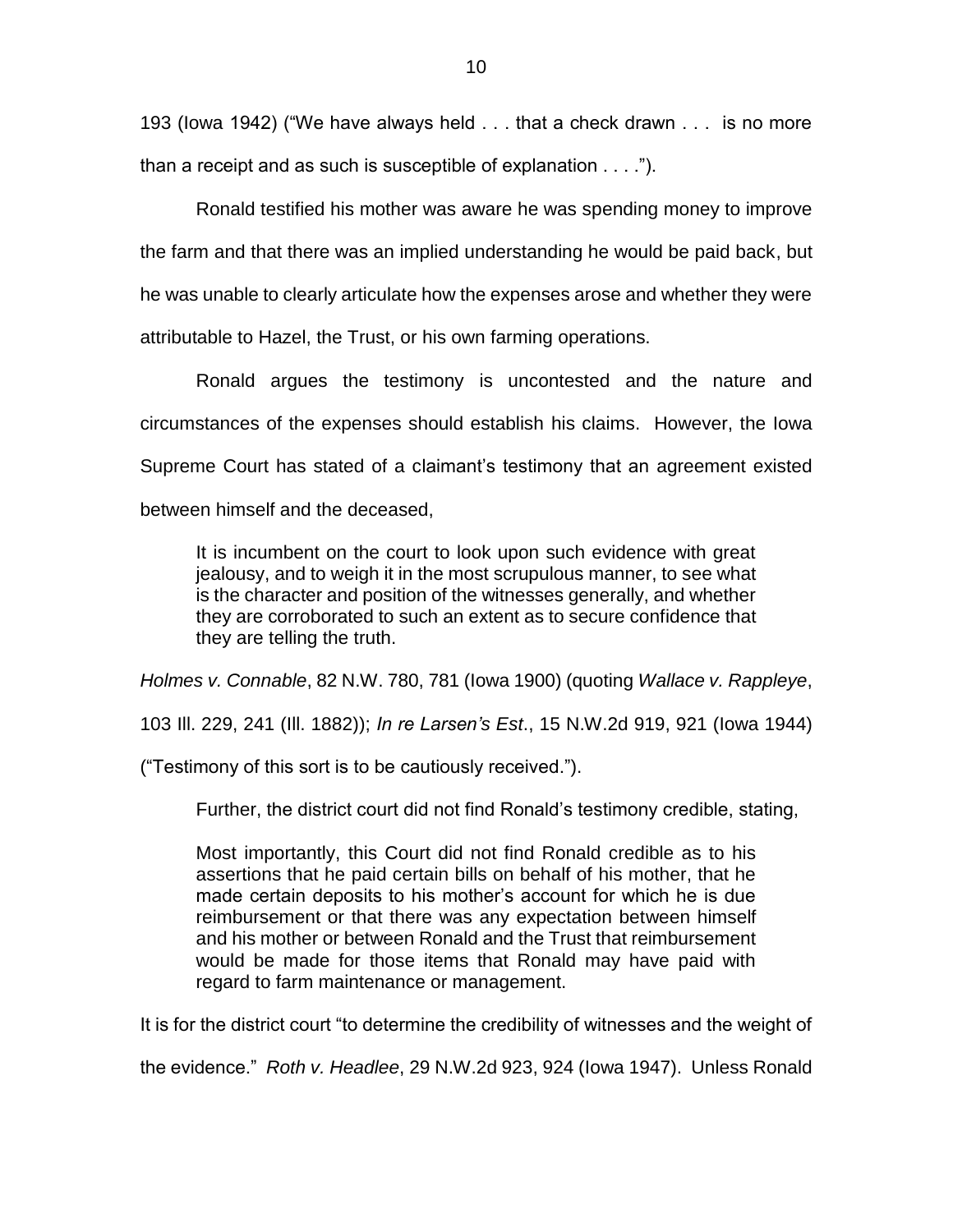193 (Iowa 1942) ("We have always held . . . that a check drawn . . . is no more than a receipt and as such is susceptible of explanation . . . .").

Ronald testified his mother was aware he was spending money to improve the farm and that there was an implied understanding he would be paid back, but he was unable to clearly articulate how the expenses arose and whether they were attributable to Hazel, the Trust, or his own farming operations.

Ronald argues the testimony is uncontested and the nature and circumstances of the expenses should establish his claims. However, the Iowa Supreme Court has stated of a claimant's testimony that an agreement existed between himself and the deceased,

> It is incumbent on the court to look upon such evidence with great jealousy, and to weigh it in the most scrupulous manner, to see what is the character and position of the witnesses generally, and whether they are corroborated to such an extent as to secure confidence that they are telling the truth.

*Holmes v. Connable*, 82 N.W. 780, 781 (Iowa 1900) (quoting *Wallace v. Rappleye*, 103 Ill. 229, 241 (Ill. 1882)); *In re Larsen's Est*., 15 N.W.2d 919, 921 (Iowa 1944) ("Testimony of this sort is to be cautiously received.").

Further, the district court did not find Ronald's testimony credible, stating,

> Most importantly, this Court did not find Ronald credible as to his assertions that he paid certain bills on behalf of his mother, that he made certain deposits to his mother's account for which he is due reimbursement or that there was any expectation between himself and his mother or between Ronald and the Trust that reimbursement would be made for those items that Ronald may have paid with regard to farm maintenance or management.

It is for the district court "to determine the credibility of witnesses and the weight of the evidence." *Roth v. Headlee*, 29 N.W.2d 923, 924 (Iowa 1947). Unless Ronald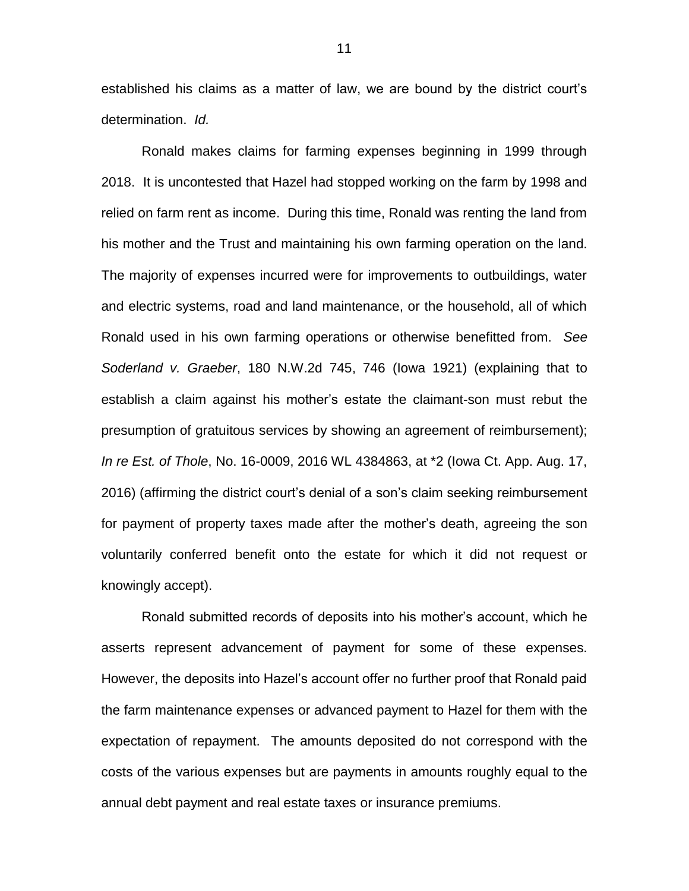established his claims as a matter of law, we are bound by the district court's determination. *Id.*

Ronald makes claims for farming expenses beginning in 1999 through 2018. It is uncontested that Hazel had stopped working on the farm by 1998 and relied on farm rent as income. During this time, Ronald was renting the land from his mother and the Trust and maintaining his own farming operation on the land. The majority of expenses incurred were for improvements to outbuildings, water and electric systems, road and land maintenance, or the household, all of which Ronald used in his own farming operations or otherwise benefitted from. *See Soderland v. Graeber*, 180 N.W.2d 745, 746 (Iowa 1921) (explaining that to establish a claim against his mother's estate the claimant-son must rebut the presumption of gratuitous services by showing an agreement of reimbursement); *In re Est. of Thole*, No. 16-0009, 2016 WL 4384863, at *2 (Iowa Ct. App. Aug. 17, 2016) (affirming the district court's denial of a son's claim seeking reimbursement for payment of property taxes made after the mother's death, agreeing the son voluntarily conferred benefit onto the estate for which it did not request or knowingly accept).

Ronald submitted records of deposits into his mother's account, which he asserts represent advancement of payment for some of these expenses. However, the deposits into Hazel's account offer no further proof that Ronald paid the farm maintenance expenses or advanced payment to Hazel for them with the expectation of repayment. The amounts deposited do not correspond with the costs of the various expenses but are payments in amounts roughly equal to the annual debt payment and real estate taxes or insurance premiums.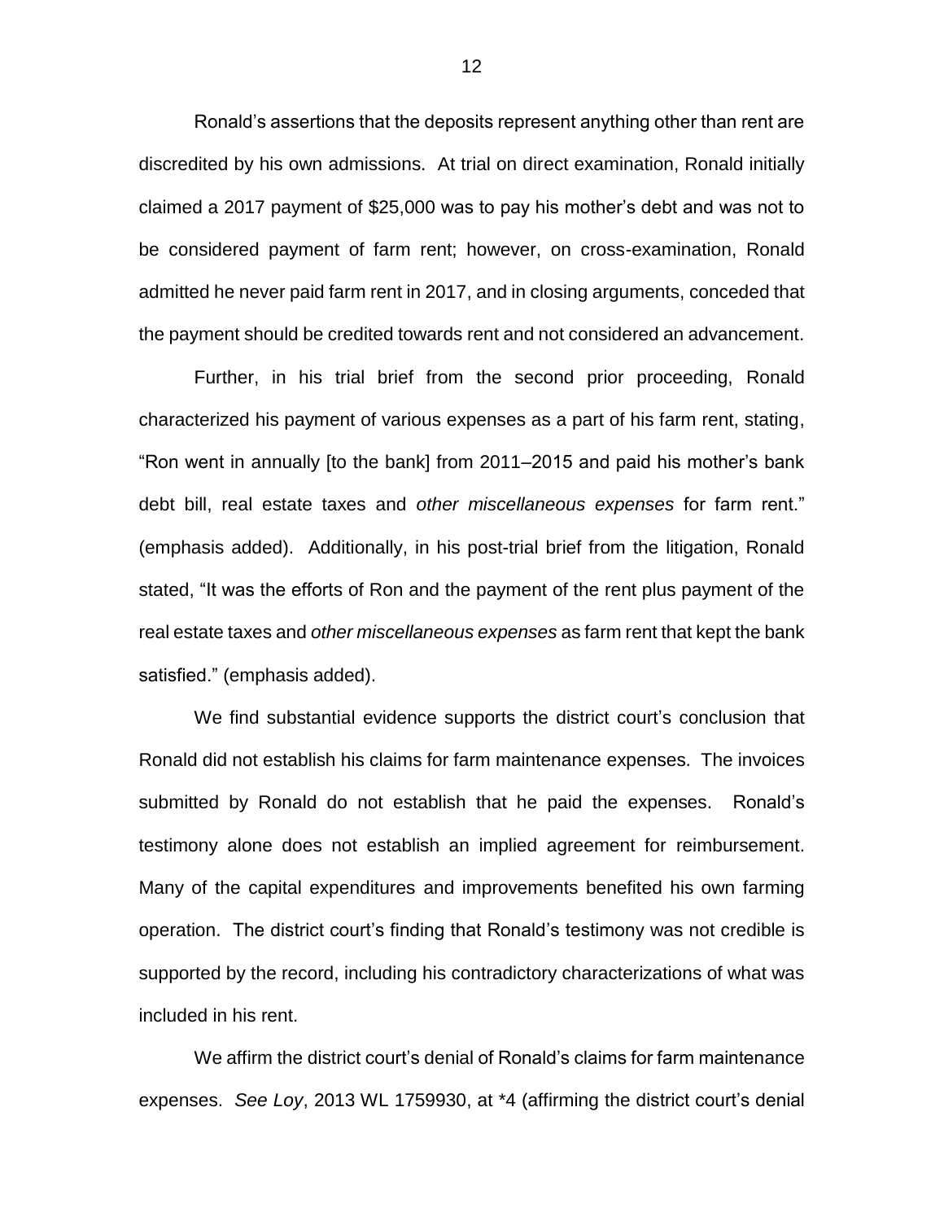Ronald's assertions that the deposits represent anything other than rent are discredited by his own admissions. At trial on direct examination, Ronald initially claimed a 2017 payment of $25,000 was to pay his mother's debt and was not to be considered payment of farm rent; however, on cross-examination, Ronald admitted he never paid farm rent in 2017, and in closing arguments, conceded that the payment should be credited towards rent and not considered an advancement.

Further, in his trial brief from the second prior proceeding, Ronald characterized his payment of various expenses as a part of his farm rent, stating, "Ron went in annually [to the bank] from 2011–2015 and paid his mother's bank debt bill, real estate taxes and *other miscellaneous expenses* for farm rent." (emphasis added). Additionally, in his post-trial brief from the litigation, Ronald stated, "It was the efforts of Ron and the payment of the rent plus payment of the real estate taxes and *other miscellaneous expenses* as farm rent that kept the bank satisfied." (emphasis added).

We find substantial evidence supports the district court's conclusion that Ronald did not establish his claims for farm maintenance expenses. The invoices submitted by Ronald do not establish that he paid the expenses. Ronald's testimony alone does not establish an implied agreement for reimbursement. Many of the capital expenditures and improvements benefited his own farming operation. The district court's finding that Ronald's testimony was not credible is supported by the record, including his contradictory characterizations of what was included in his rent.

We affirm the district court's denial of Ronald's claims for farm maintenance expenses. *See Loy*, 2013 WL 1759930, at *4 (affirming the district court's denial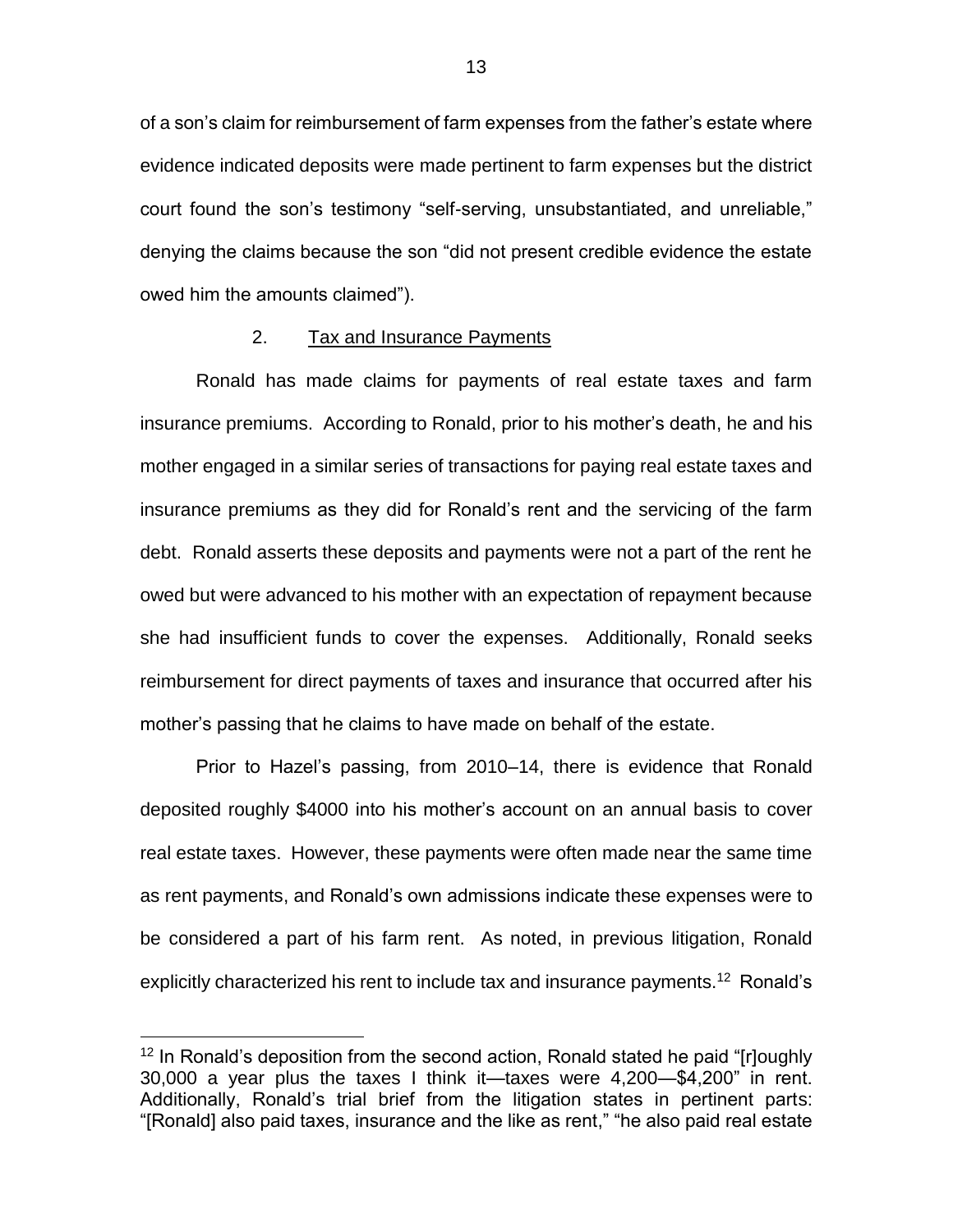of a son's claim for reimbursement of farm expenses from the father's estate where evidence indicated deposits were made pertinent to farm expenses but the district court found the son's testimony "self-serving, unsubstantiated, and unreliable," denying the claims because the son "did not present credible evidence the estate owed him the amounts claimed").

2. <u>Tax and Insurance Payments</u>

Ronald has made claims for payments of real estate taxes and farm insurance premiums. According to Ronald, prior to his mother's death, he and his mother engaged in a similar series of transactions for paying real estate taxes and insurance premiums as they did for Ronald's rent and the servicing of the farm debt. Ronald asserts these deposits and payments were not a part of the rent he owed but were advanced to his mother with an expectation of repayment because she had insufficient funds to cover the expenses. Additionally, Ronald seeks reimbursement for direct payments of taxes and insurance that occurred after his mother's passing that he claims to have made on behalf of the estate.

Prior to Hazel's passing, from 2010–14, there is evidence that Ronald deposited roughly $4000 into his mother's account on an annual basis to cover real estate taxes. However, these payments were often made near the same time as rent payments, and Ronald's own admissions indicate these expenses were to be considered a part of his farm rent. As noted, in previous litigation, Ronald explicitly characterized his rent to include tax and insurance payments.[12] Ronald's

[12] In Ronald's deposition from the second action, Ronald stated he paid "[r]oughly 30,000 a year plus the taxes I think it—taxes were 4,200—$4,200" in rent. Additionally, Ronald's trial brief from the litigation states in pertinent parts: "[Ronald] also paid taxes, insurance and the like as rent," "he also paid real estate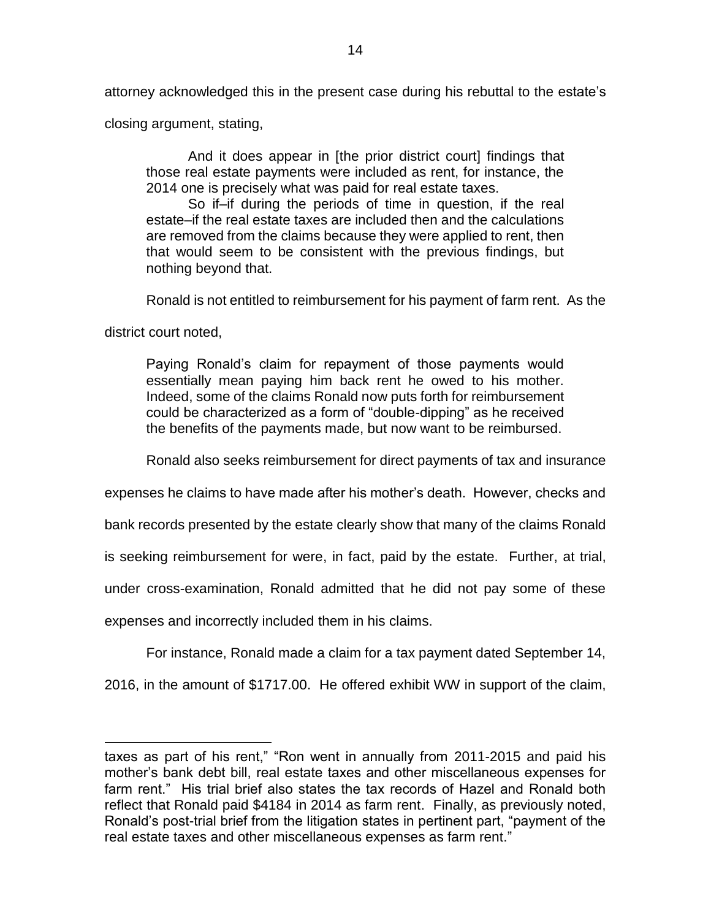attorney acknowledged this in the present case during his rebuttal to the estate's closing argument, stating,

> And it does appear in [the prior district court] findings that those real estate payments were included as rent, for instance, the 2014 one is precisely what was paid for real estate taxes.
>
> So if–if during the periods of time in question, if the real estate–if the real estate taxes are included then and the calculations are removed from the claims because they were applied to rent, then that would seem to be consistent with the previous findings, but nothing beyond that.

Ronald is not entitled to reimbursement for his payment of farm rent. As the district court noted,

> Paying Ronald's claim for repayment of those payments would essentially mean paying him back rent he owed to his mother. Indeed, some of the claims Ronald now puts forth for reimbursement could be characterized as a form of "double-dipping" as he received the benefits of the payments made, but now want to be reimbursed.

Ronald also seeks reimbursement for direct payments of tax and insurance expenses he claims to have made after his mother's death. However, checks and bank records presented by the estate clearly show that many of the claims Ronald is seeking reimbursement for were, in fact, paid by the estate. Further, at trial, under cross-examination, Ronald admitted that he did not pay some of these expenses and incorrectly included them in his claims.

For instance, Ronald made a claim for a tax payment dated September 14, 2016, in the amount of $1717.00. He offered exhibit WW in support of the claim,

---

taxes as part of his rent," "Ron went in annually from 2011-2015 and paid his mother's bank debt bill, real estate taxes and other miscellaneous expenses for farm rent." His trial brief also states the tax records of Hazel and Ronald both reflect that Ronald paid $4184 in 2014 as farm rent. Finally, as previously noted, Ronald's post-trial brief from the litigation states in pertinent part, "payment of the real estate taxes and other miscellaneous expenses as farm rent."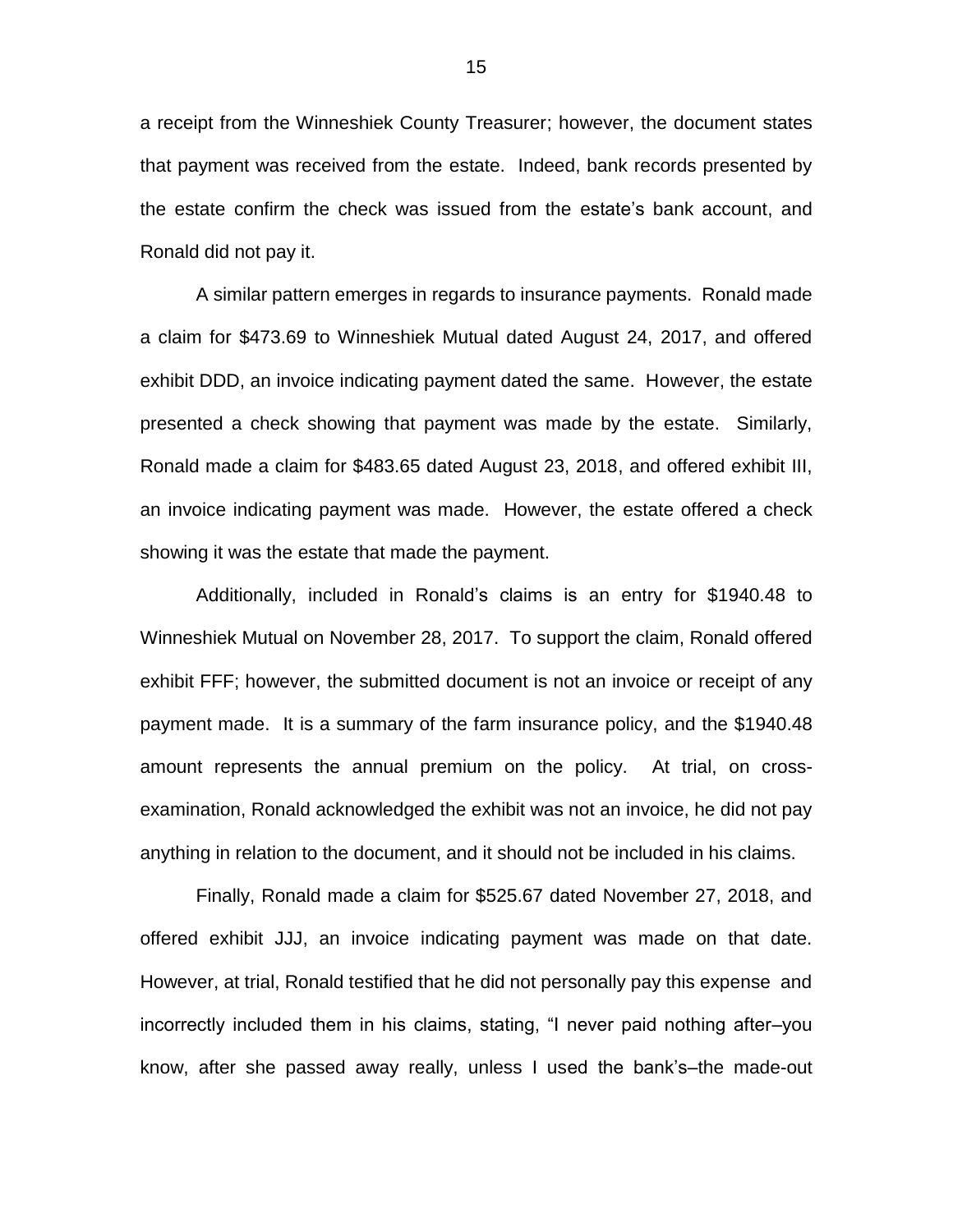a receipt from the Winneshiek County Treasurer; however, the document states that payment was received from the estate. Indeed, bank records presented by the estate confirm the check was issued from the estate's bank account, and Ronald did not pay it.

A similar pattern emerges in regards to insurance payments. Ronald made a claim for $473.69 to Winneshiek Mutual dated August 24, 2017, and offered exhibit DDD, an invoice indicating payment dated the same. However, the estate presented a check showing that payment was made by the estate. Similarly, Ronald made a claim for $483.65 dated August 23, 2018, and offered exhibit III, an invoice indicating payment was made. However, the estate offered a check showing it was the estate that made the payment.

Additionally, included in Ronald's claims is an entry for $1940.48 to Winneshiek Mutual on November 28, 2017. To support the claim, Ronald offered exhibit FFF; however, the submitted document is not an invoice or receipt of any payment made. It is a summary of the farm insurance policy, and the $1940.48 amount represents the annual premium on the policy. At trial, on cross-examination, Ronald acknowledged the exhibit was not an invoice, he did not pay anything in relation to the document, and it should not be included in his claims.

Finally, Ronald made a claim for $525.67 dated November 27, 2018, and offered exhibit JJJ, an invoice indicating payment was made on that date. However, at trial, Ronald testified that he did not personally pay this expense and incorrectly included them in his claims, stating, "I never paid nothing after–you know, after she passed away really, unless I used the bank's–the made-out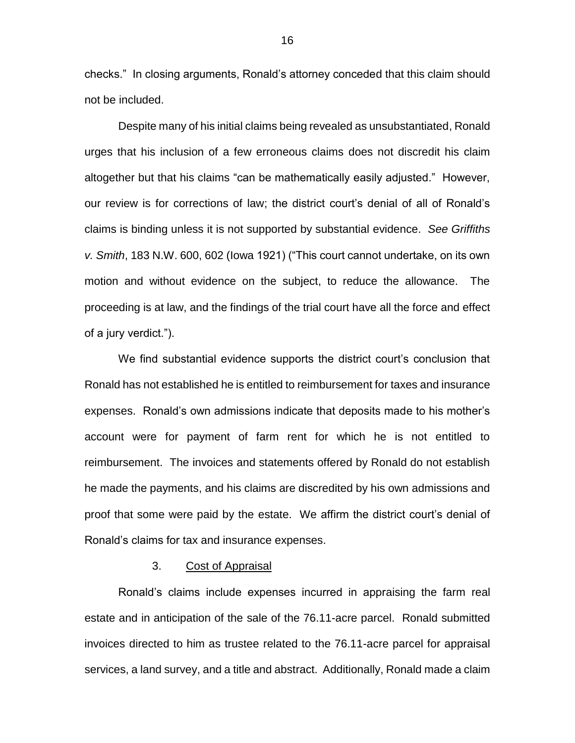checks." In closing arguments, Ronald's attorney conceded that this claim should not be included.

Despite many of his initial claims being revealed as unsubstantiated, Ronald urges that his inclusion of a few erroneous claims does not discredit his claim altogether but that his claims "can be mathematically easily adjusted." However, our review is for corrections of law; the district court's denial of all of Ronald's claims is binding unless it is not supported by substantial evidence. *See Griffiths v. Smith*, 183 N.W. 600, 602 (Iowa 1921) ("This court cannot undertake, on its own motion and without evidence on the subject, to reduce the allowance. The proceeding is at law, and the findings of the trial court have all the force and effect of a jury verdict.").

We find substantial evidence supports the district court's conclusion that Ronald has not established he is entitled to reimbursement for taxes and insurance expenses. Ronald's own admissions indicate that deposits made to his mother's account were for payment of farm rent for which he is not entitled to reimbursement. The invoices and statements offered by Ronald do not establish he made the payments, and his claims are discredited by his own admissions and proof that some were paid by the estate. We affirm the district court's denial of Ronald's claims for tax and insurance expenses.

3. Cost of Appraisal

Ronald's claims include expenses incurred in appraising the farm real estate and in anticipation of the sale of the 76.11-acre parcel. Ronald submitted invoices directed to him as trustee related to the 76.11-acre parcel for appraisal services, a land survey, and a title and abstract. Additionally, Ronald made a claim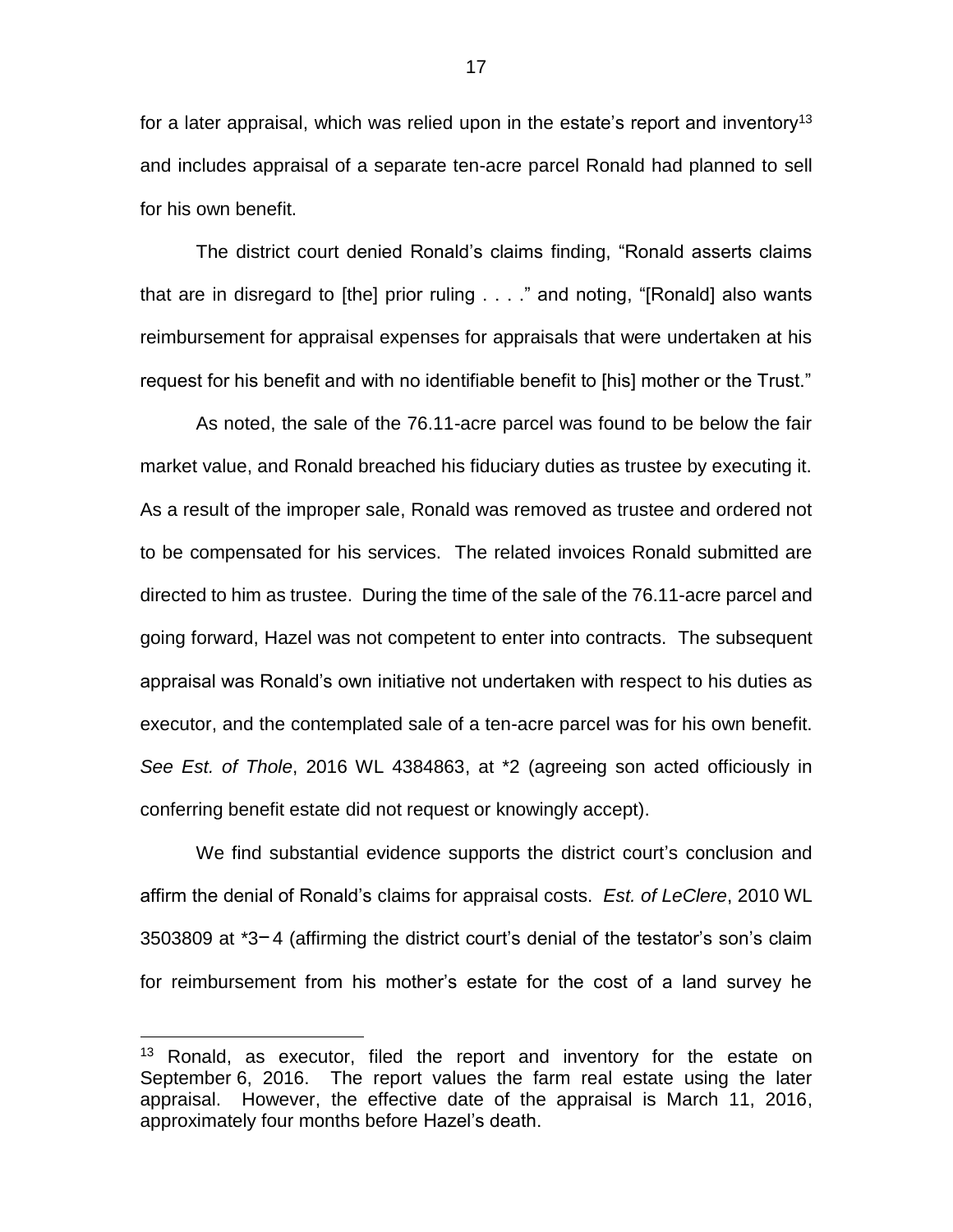for a later appraisal, which was relied upon in the estate's report and inventory[13] and includes appraisal of a separate ten-acre parcel Ronald had planned to sell for his own benefit.

The district court denied Ronald's claims finding, "Ronald asserts claims that are in disregard to [the] prior ruling . . . ." and noting, "[Ronald] also wants reimbursement for appraisal expenses for appraisals that were undertaken at his request for his benefit and with no identifiable benefit to [his] mother or the Trust."

As noted, the sale of the 76.11-acre parcel was found to be below the fair market value, and Ronald breached his fiduciary duties as trustee by executing it. As a result of the improper sale, Ronald was removed as trustee and ordered not to be compensated for his services. The related invoices Ronald submitted are directed to him as trustee. During the time of the sale of the 76.11-acre parcel and going forward, Hazel was not competent to enter into contracts. The subsequent appraisal was Ronald's own initiative not undertaken with respect to his duties as executor, and the contemplated sale of a ten-acre parcel was for his own benefit. *See Est. of Thole*, 2016 WL 4384863, at *2 (agreeing son acted officiously in conferring benefit estate did not request or knowingly accept).

We find substantial evidence supports the district court's conclusion and affirm the denial of Ronald's claims for appraisal costs. *Est. of LeClere*, 2010 WL 3503809 at *3–4 (affirming the district court's denial of the testator's son's claim for reimbursement from his mother's estate for the cost of a land survey he

---

[13] Ronald, as executor, filed the report and inventory for the estate on September 6, 2016. The report values the farm real estate using the later appraisal. However, the effective date of the appraisal is March 11, 2016, approximately four months before Hazel's death.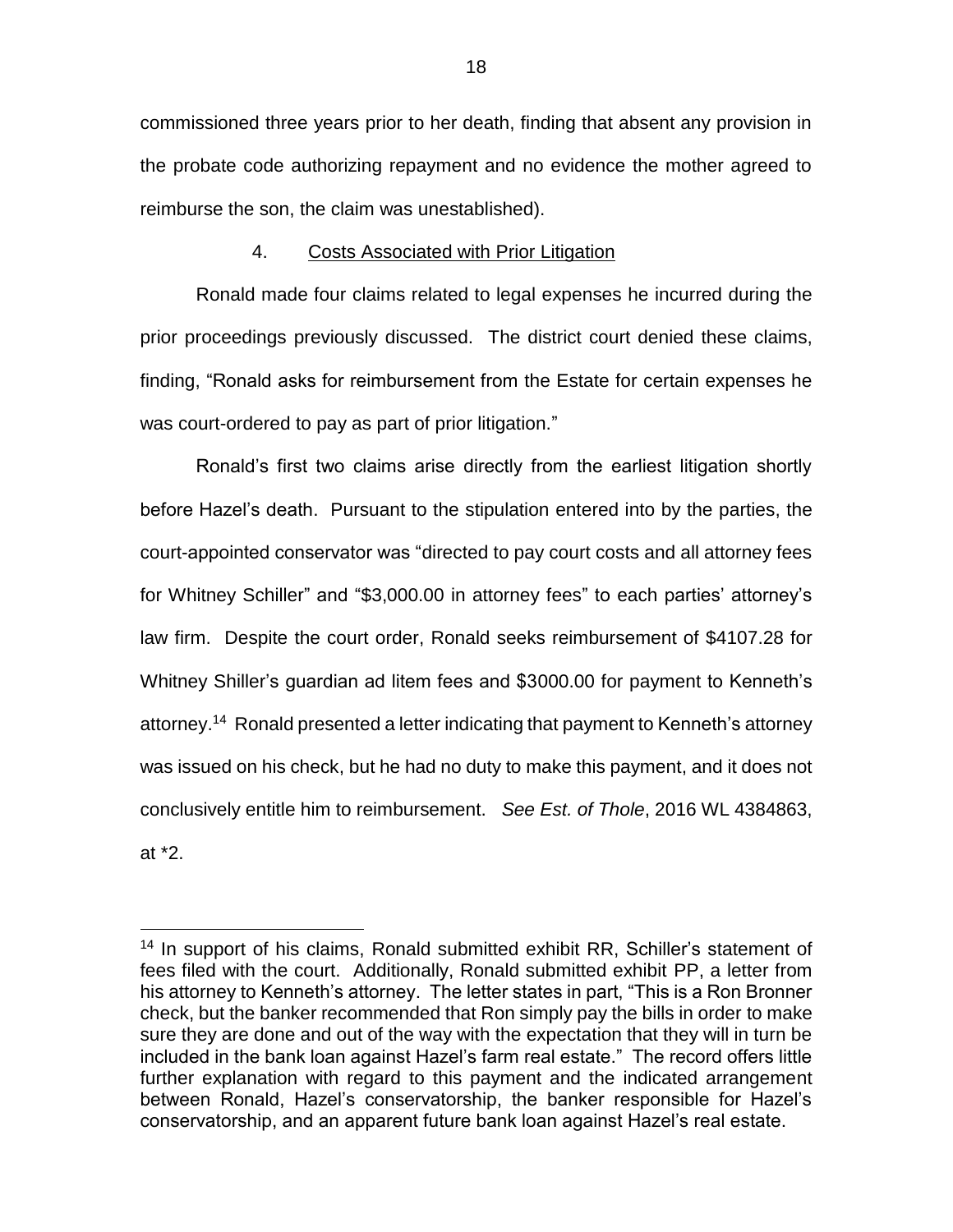commissioned three years prior to her death, finding that absent any provision in the probate code authorizing repayment and no evidence the mother agreed to reimburse the son, the claim was unestablished).

4. Costs Associated with Prior Litigation

Ronald made four claims related to legal expenses he incurred during the prior proceedings previously discussed. The district court denied these claims, finding, "Ronald asks for reimbursement from the Estate for certain expenses he was court-ordered to pay as part of prior litigation."

Ronald's first two claims arise directly from the earliest litigation shortly before Hazel's death. Pursuant to the stipulation entered into by the parties, the court-appointed conservator was "directed to pay court costs and all attorney fees for Whitney Schiller" and "$3,000.00 in attorney fees" to each parties' attorney's law firm. Despite the court order, Ronald seeks reimbursement of $4107.28 for Whitney Shiller's guardian ad litem fees and $3000.00 for payment to Kenneth's attorney.[14] Ronald presented a letter indicating that payment to Kenneth's attorney was issued on his check, but he had no duty to make this payment, and it does not conclusively entitle him to reimbursement. *See Est. of Thole*, 2016 WL 4384863, at *2.

---

[14] In support of his claims, Ronald submitted exhibit RR, Schiller's statement of fees filed with the court. Additionally, Ronald submitted exhibit PP, a letter from his attorney to Kenneth's attorney. The letter states in part, "This is a Ron Bronner check, but the banker recommended that Ron simply pay the bills in order to make sure they are done and out of the way with the expectation that they will in turn be included in the bank loan against Hazel's farm real estate." The record offers little further explanation with regard to this payment and the indicated arrangement between Ronald, Hazel's conservatorship, the banker responsible for Hazel's conservatorship, and an apparent future bank loan against Hazel's real estate.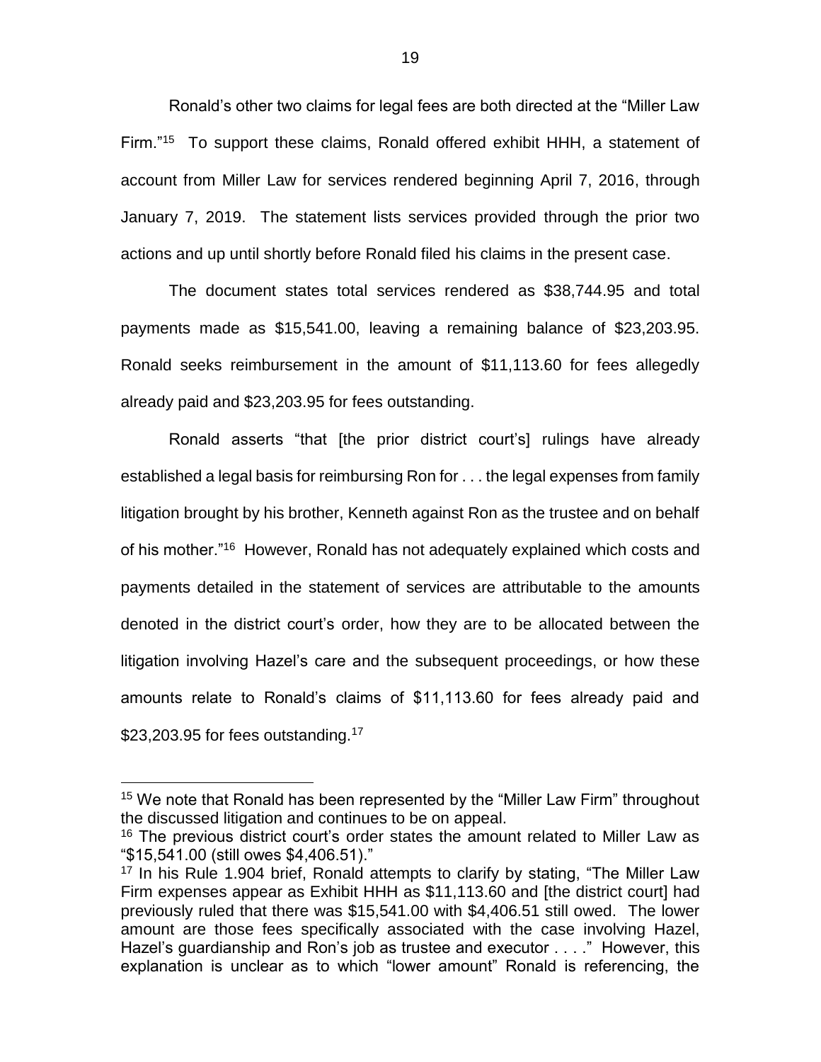Ronald's other two claims for legal fees are both directed at the "Miller Law Firm."[15] To support these claims, Ronald offered exhibit HHH, a statement of account from Miller Law for services rendered beginning April 7, 2016, through January 7, 2019. The statement lists services provided through the prior two actions and up until shortly before Ronald filed his claims in the present case.

The document states total services rendered as $38,744.95 and total payments made as $15,541.00, leaving a remaining balance of $23,203.95. Ronald seeks reimbursement in the amount of $11,113.60 for fees allegedly already paid and $23,203.95 for fees outstanding.

Ronald asserts "that [the prior district court's] rulings have already established a legal basis for reimbursing Ron for . . . the legal expenses from family litigation brought by his brother, Kenneth against Ron as the trustee and on behalf of his mother."[16] However, Ronald has not adequately explained which costs and payments detailed in the statement of services are attributable to the amounts denoted in the district court's order, how they are to be allocated between the litigation involving Hazel's care and the subsequent proceedings, or how these amounts relate to Ronald's claims of $11,113.60 for fees already paid and $23,203.95 for fees outstanding.[17]

---

[15] We note that Ronald has been represented by the "Miller Law Firm" throughout the discussed litigation and continues to be on appeal.

[16] The previous district court's order states the amount related to Miller Law as "$15,541.00 (still owes $4,406.51)."

[17] In his Rule 1.904 brief, Ronald attempts to clarify by stating, "The Miller Law Firm expenses appear as Exhibit HHH as $11,113.60 and [the district court] had previously ruled that there was $15,541.00 with $4,406.51 still owed. The lower amount are those fees specifically associated with the case involving Hazel, Hazel's guardianship and Ron's job as trustee and executor . . . ." However, this explanation is unclear as to which "lower amount" Ronald is referencing, the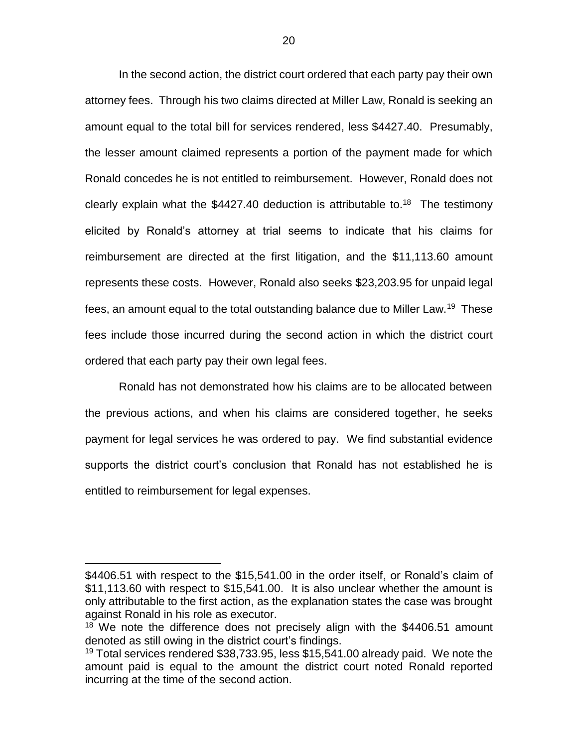In the second action, the district court ordered that each party pay their own attorney fees. Through his two claims directed at Miller Law, Ronald is seeking an amount equal to the total bill for services rendered, less $4427.40. Presumably, the lesser amount claimed represents a portion of the payment made for which Ronald concedes he is not entitled to reimbursement. However, Ronald does not clearly explain what the $4427.40 deduction is attributable to.[18] The testimony elicited by Ronald's attorney at trial seems to indicate that his claims for reimbursement are directed at the first litigation, and the $11,113.60 amount represents these costs. However, Ronald also seeks $23,203.95 for unpaid legal fees, an amount equal to the total outstanding balance due to Miller Law.[19] These fees include those incurred during the second action in which the district court ordered that each party pay their own legal fees.

Ronald has not demonstrated how his claims are to be allocated between the previous actions, and when his claims are considered together, he seeks payment for legal services he was ordered to pay. We find substantial evidence supports the district court's conclusion that Ronald has not established he is entitled to reimbursement for legal expenses.

---

$4406.51 with respect to the $15,541.00 in the order itself, or Ronald's claim of $11,113.60 with respect to $15,541.00. It is also unclear whether the amount is only attributable to the first action, as the explanation states the case was brought against Ronald in his role as executor.

[18] We note the difference does not precisely align with the $4406.51 amount denoted as still owing in the district court's findings.

[19] Total services rendered $38,733.95, less $15,541.00 already paid. We note the amount paid is equal to the amount the district court noted Ronald reported incurring at the time of the second action.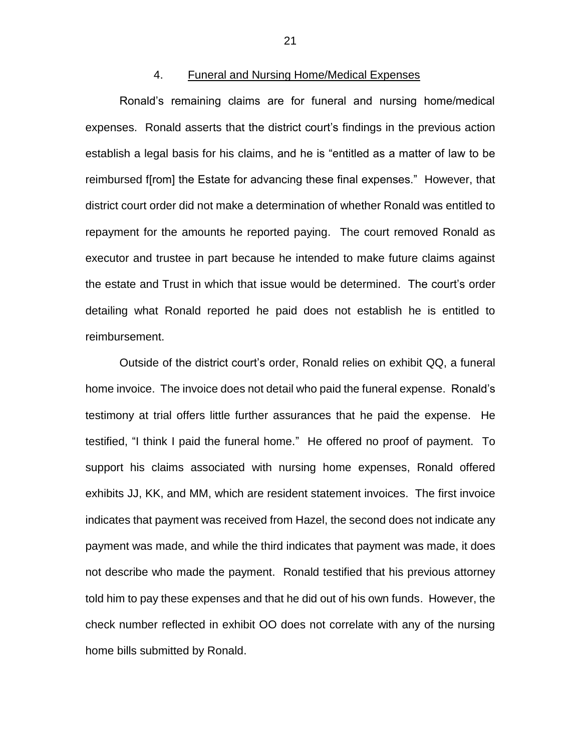### 4. Funeral and Nursing Home/Medical Expenses

Ronald's remaining claims are for funeral and nursing home/medical expenses. Ronald asserts that the district court's findings in the previous action establish a legal basis for his claims, and he is "entitled as a matter of law to be reimbursed f[rom] the Estate for advancing these final expenses." However, that district court order did not make a determination of whether Ronald was entitled to repayment for the amounts he reported paying. The court removed Ronald as executor and trustee in part because he intended to make future claims against the estate and Trust in which that issue would be determined. The court's order detailing what Ronald reported he paid does not establish he is entitled to reimbursement.

Outside of the district court's order, Ronald relies on exhibit QQ, a funeral home invoice. The invoice does not detail who paid the funeral expense. Ronald's testimony at trial offers little further assurances that he paid the expense. He testified, "I think I paid the funeral home." He offered no proof of payment. To support his claims associated with nursing home expenses, Ronald offered exhibits JJ, KK, and MM, which are resident statement invoices. The first invoice indicates that payment was received from Hazel, the second does not indicate any payment was made, and while the third indicates that payment was made, it does not describe who made the payment. Ronald testified that his previous attorney told him to pay these expenses and that he did out of his own funds. However, the check number reflected in exhibit OO does not correlate with any of the nursing home bills submitted by Ronald.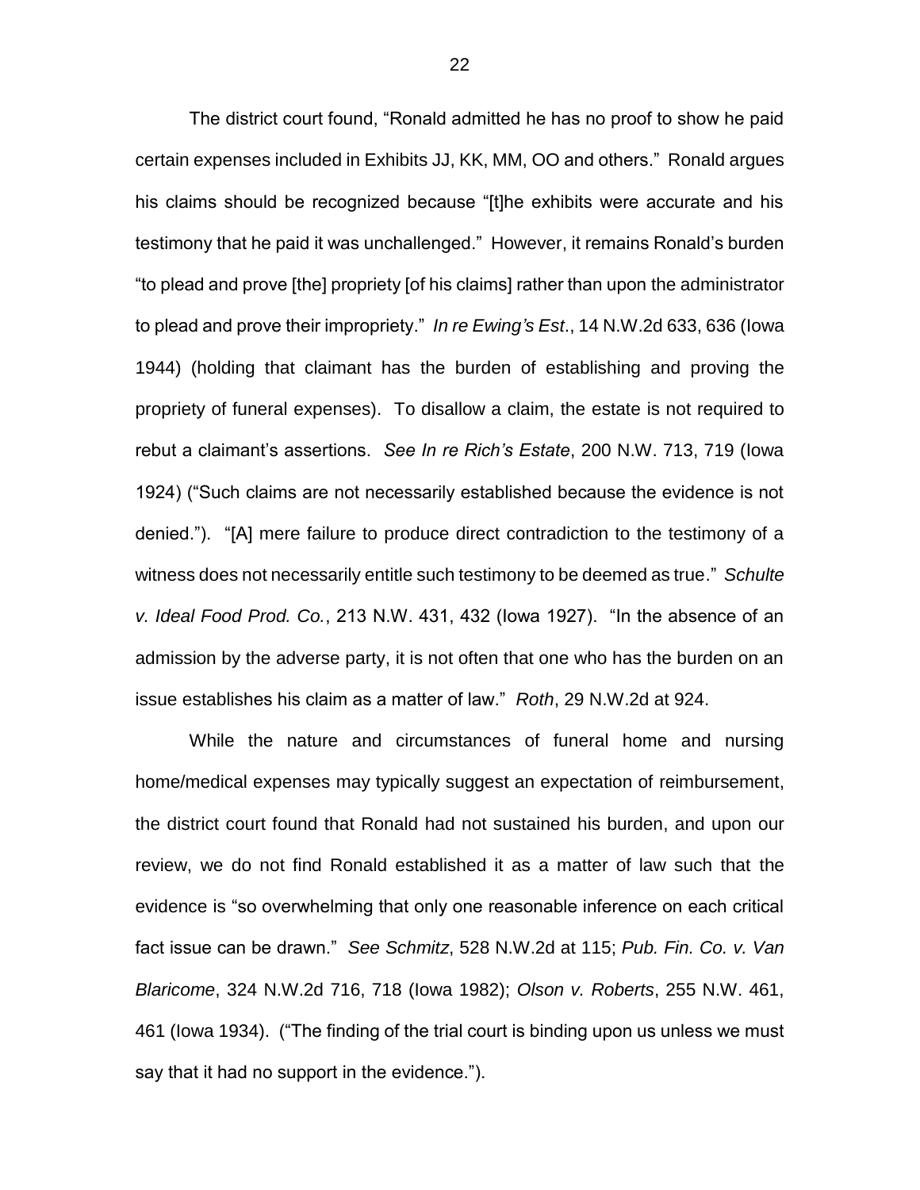The district court found, "Ronald admitted he has no proof to show he paid certain expenses included in Exhibits JJ, KK, MM, OO and others." Ronald argues his claims should be recognized because "[t]he exhibits were accurate and his testimony that he paid it was unchallenged." However, it remains Ronald's burden "to plead and prove [the] propriety [of his claims] rather than upon the administrator to plead and prove their impropriety." *In re Ewing's Est*., 14 N.W.2d 633, 636 (Iowa 1944) (holding that claimant has the burden of establishing and proving the propriety of funeral expenses). To disallow a claim, the estate is not required to rebut a claimant's assertions. *See In re Rich's Estate*, 200 N.W. 713, 719 (Iowa 1924) ("Such claims are not necessarily established because the evidence is not denied."). "[A] mere failure to produce direct contradiction to the testimony of a witness does not necessarily entitle such testimony to be deemed as true." *Schulte v. Ideal Food Prod. Co.*, 213 N.W. 431, 432 (Iowa 1927). "In the absence of an admission by the adverse party, it is not often that one who has the burden on an issue establishes his claim as a matter of law." *Roth*, 29 N.W.2d at 924.

While the nature and circumstances of funeral home and nursing home/medical expenses may typically suggest an expectation of reimbursement, the district court found that Ronald had not sustained his burden, and upon our review, we do not find Ronald established it as a matter of law such that the evidence is "so overwhelming that only one reasonable inference on each critical fact issue can be drawn." *See Schmitz*, 528 N.W.2d at 115; *Pub. Fin. Co. v. Van Blaricome*, 324 N.W.2d 716, 718 (Iowa 1982); *Olson v. Roberts*, 255 N.W. 461, 461 (Iowa 1934). ("The finding of the trial court is binding upon us unless we must say that it had no support in the evidence.").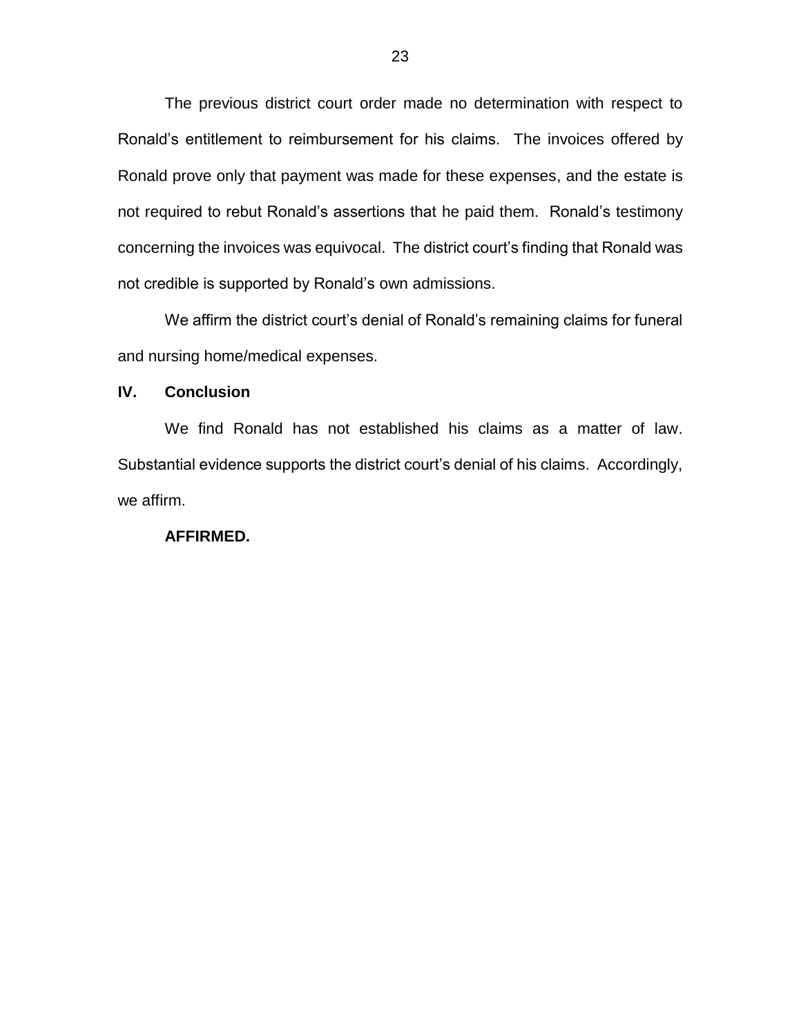The previous district court order made no determination with respect to Ronald's entitlement to reimbursement for his claims. The invoices offered by Ronald prove only that payment was made for these expenses, and the estate is not required to rebut Ronald's assertions that he paid them. Ronald's testimony concerning the invoices was equivocal. The district court's finding that Ronald was not credible is supported by Ronald's own admissions.

We affirm the district court's denial of Ronald's remaining claims for funeral and nursing home/medical expenses.

## IV. Conclusion

We find Ronald has not established his claims as a matter of law. Substantial evidence supports the district court's denial of his claims. Accordingly, we affirm.

**AFFIRMED.**